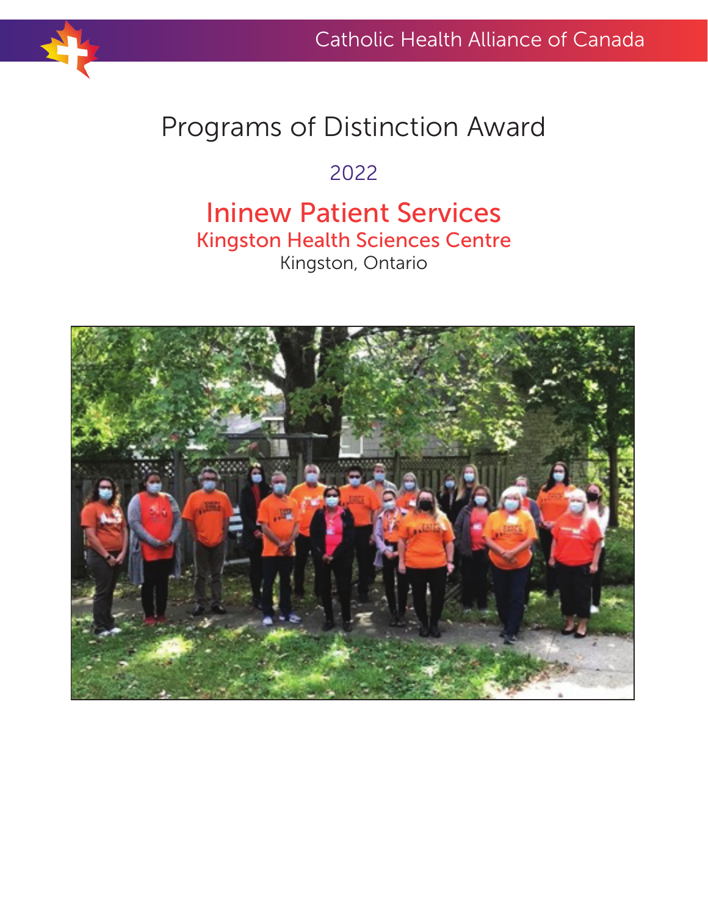Catholic Health Alliance of Canada

# Programs of Distinction Award

2022

## Ininew Patient Services

### Kingston Health Sciences Centre

Kingston, Ontario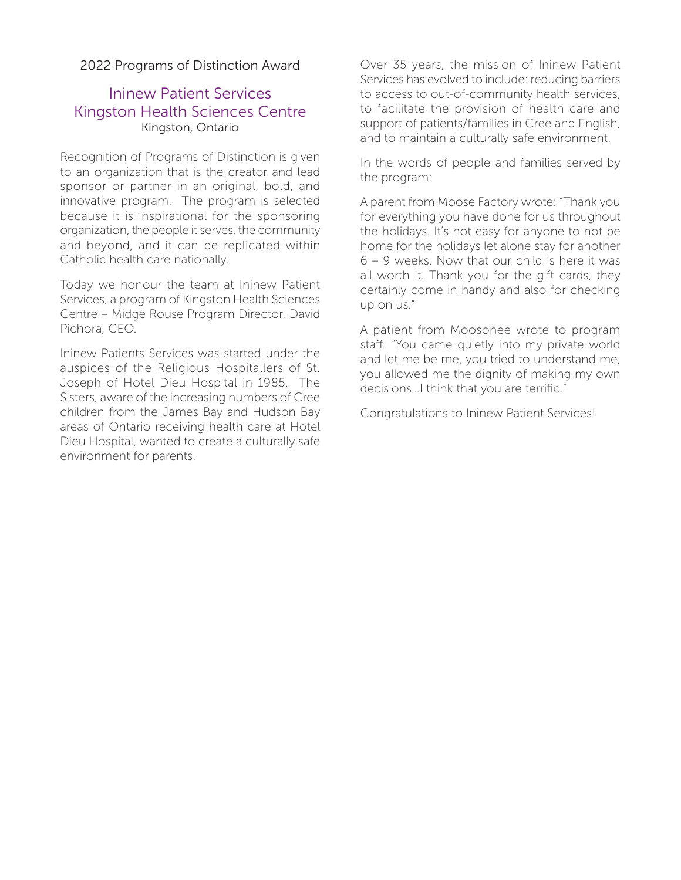2022 Programs of Distinction Award

## Ininew Patient Services
## Kingston Health Sciences Centre

Kingston, Ontario

Recognition of Programs of Distinction is given to an organization that is the creator and lead sponsor or partner in an original, bold, and innovative program. The program is selected because it is inspirational for the sponsoring organization, the people it serves, the community and beyond, and it can be replicated within Catholic health care nationally.

Today we honour the team at Ininew Patient Services, a program of Kingston Health Sciences Centre – Midge Rouse Program Director, David Pichora, CEO.

Ininew Patients Services was started under the auspices of the Religious Hospitallers of St. Joseph of Hotel Dieu Hospital in 1985. The Sisters, aware of the increasing numbers of Cree children from the James Bay and Hudson Bay areas of Ontario receiving health care at Hotel Dieu Hospital, wanted to create a culturally safe environment for parents.

Over 35 years, the mission of Ininew Patient Services has evolved to include: reducing barriers to access to out-of-community health services, to facilitate the provision of health care and support of patients/families in Cree and English, and to maintain a culturally safe environment.

In the words of people and families served by the program:

A parent from Moose Factory wrote: "Thank you for everything you have done for us throughout the holidays. It's not easy for anyone to not be home for the holidays let alone stay for another 6 – 9 weeks. Now that our child is here it was all worth it. Thank you for the gift cards, they certainly come in handy and also for checking up on us."

A patient from Moosonee wrote to program staff: "You came quietly into my private world and let me be me, you tried to understand me, you allowed me the dignity of making my own decisions...I think that you are terrific."

Congratulations to Ininew Patient Services!